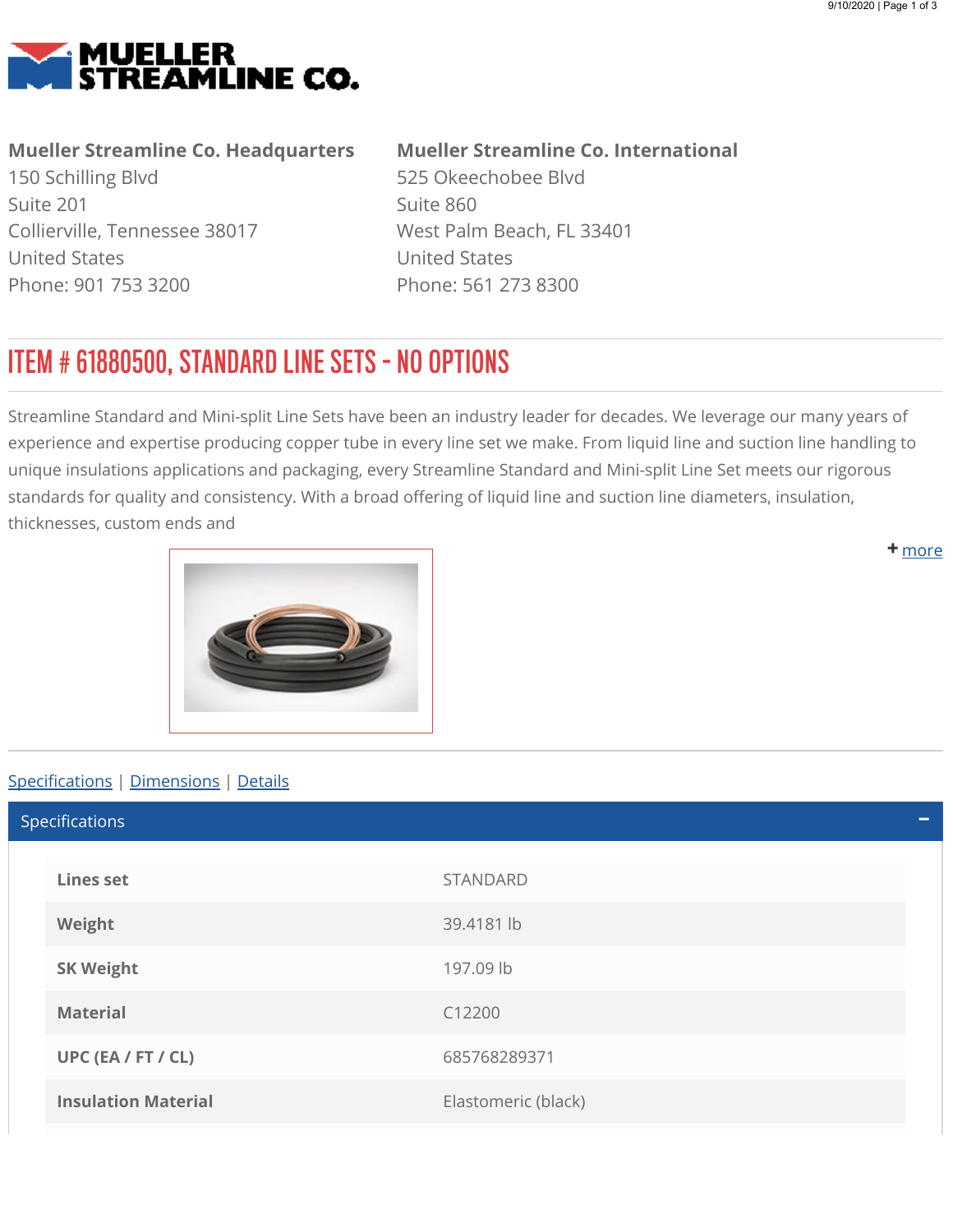MUELLER STREAMLINE CO.

**Mueller Streamline Co. Headquarters**
150 Schilling Blvd
Suite 201
Collierville, Tennessee 38017
United States
Phone: 901 753 3200

**Mueller Streamline Co. International**
525 Okeechobee Blvd
Suite 860
West Palm Beach, FL 33401
United States
Phone: 561 273 8300

# ITEM # 61880500, STANDARD LINE SETS - NO OPTIONS

Streamline Standard and Mini-split Line Sets have been an industry leader for decades. We leverage our many years of experience and expertise producing copper tube in every line set we make. From liquid line and suction line handling to unique insulations applications and packaging, every Streamline Standard and Mini-split Line Set meets our rigorous standards for quality and consistency. With a broad offering of liquid line and suction line diameters, insulation, thicknesses, custom ends and

+ more

Specifications | Dimensions | Details

## Specifications

| | |
|---|---|
| **Lines set** | STANDARD |
| **Weight** | 39.4181 lb |
| **SK Weight** | 197.09 lb |
| **Material** | C12200 |
| **UPC (EA / FT / CL)** | 685768289371 |
| **Insulation Material** | Elastomeric (black) |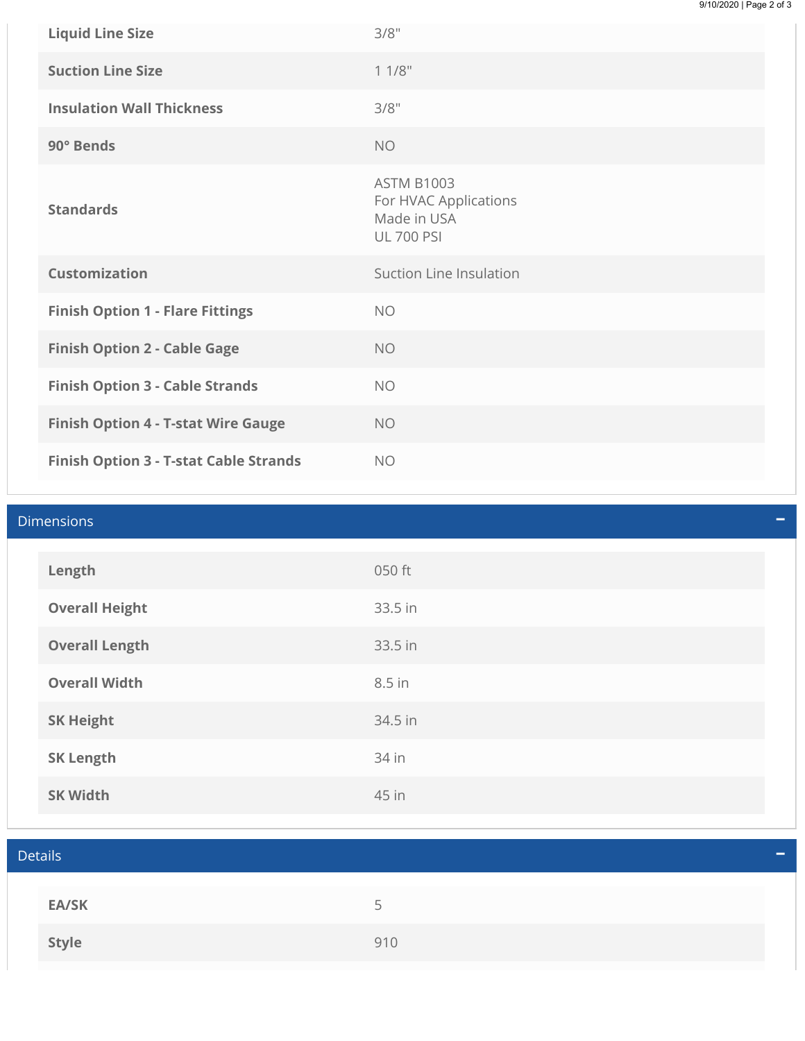| | |
|---|---|
| **Liquid Line Size** | 3/8" |
| **Suction Line Size** | 1 1/8" |
| **Insulation Wall Thickness** | 3/8" |
| **90° Bends** | NO |
| **Standards** | ASTM B1003<br>For HVAC Applications<br>Made in USA<br>UL 700 PSI |
| **Customization** | Suction Line Insulation |
| **Finish Option 1 - Flare Fittings** | NO |
| **Finish Option 2 - Cable Gage** | NO |
| **Finish Option 3 - Cable Strands** | NO |
| **Finish Option 4 - T-stat Wire Gauge** | NO |
| **Finish Option 3 - T-stat Cable Strands** | NO |

## Dimensions

| | |
|---|---|
| **Length** | 050 ft |
| **Overall Height** | 33.5 in |
| **Overall Length** | 33.5 in |
| **Overall Width** | 8.5 in |
| **SK Height** | 34.5 in |
| **SK Length** | 34 in |
| **SK Width** | 45 in |

## Details

| | |
|---|---|
| **EA/SK** | 5 |
| **Style** | 910 |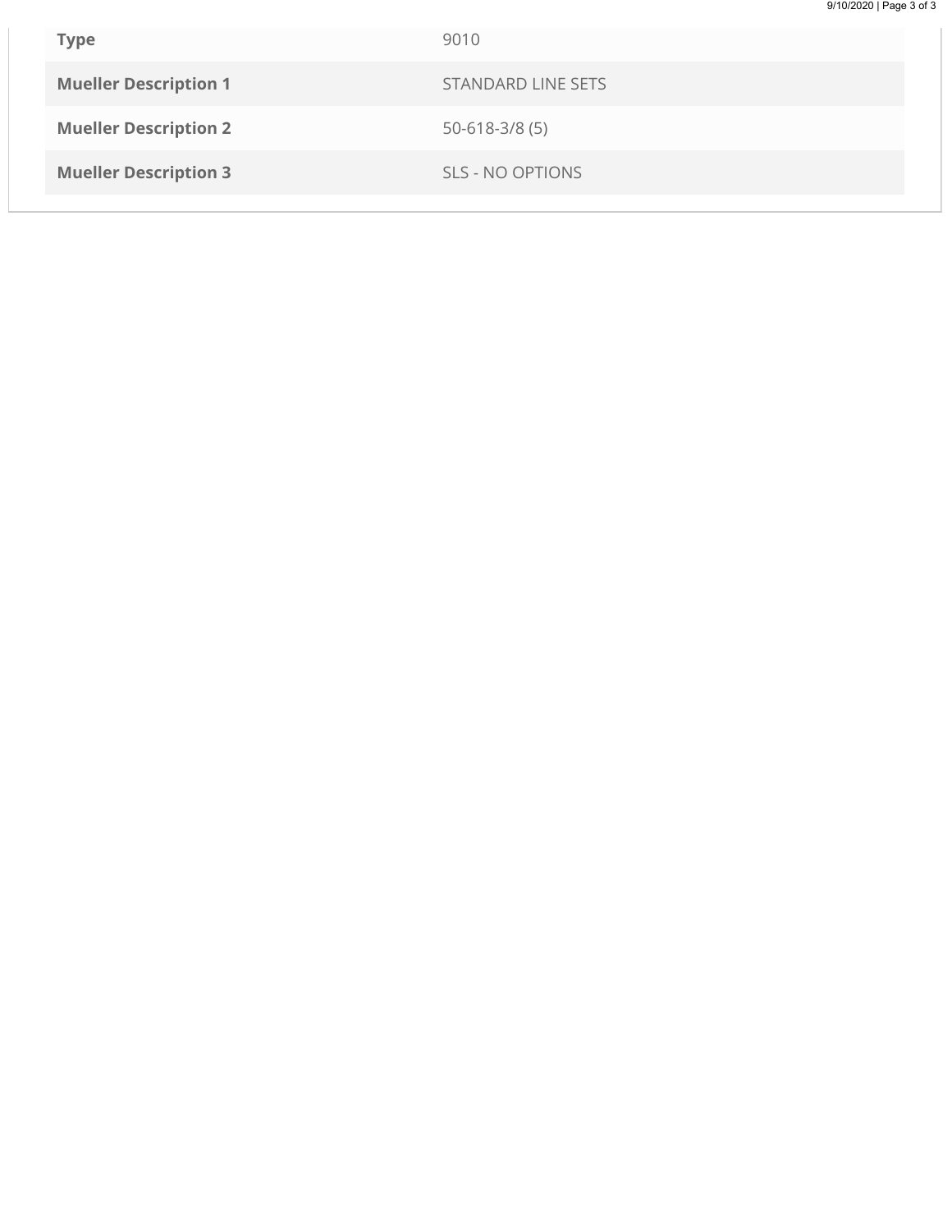| | |
|---|---|
| **Type** | 9010 |
| **Mueller Description 1** | STANDARD LINE SETS |
| **Mueller Description 2** | 50-618-3/8 (5) |
| **Mueller Description 3** | SLS - NO OPTIONS |